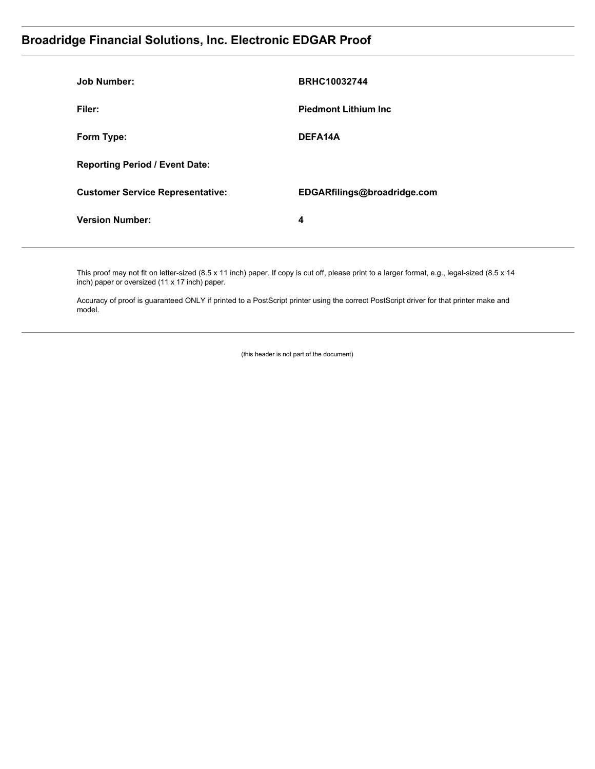## Broadridge Financial Solutions, Inc. Electronic EDGAR Proof

| | |
|---|---|
| **Job Number:** | **BRHC10032744** |
| **Filer:** | **Piedmont Lithium Inc** |
| **Form Type:** | **DEFA14A** |
| **Reporting Period / Event Date:** | |
| **Customer Service Representative:** | **EDGARfilings@broadridge.com** |
| **Version Number:** | **4** |

This proof may not fit on letter-sized (8.5 x 11 inch) paper. If copy is cut off, please print to a larger format, e.g., legal-sized (8.5 x 14 inch) paper or oversized (11 x 17 inch) paper.

Accuracy of proof is guaranteed ONLY if printed to a PostScript printer using the correct PostScript driver for that printer make and model.

(this header is not part of the document)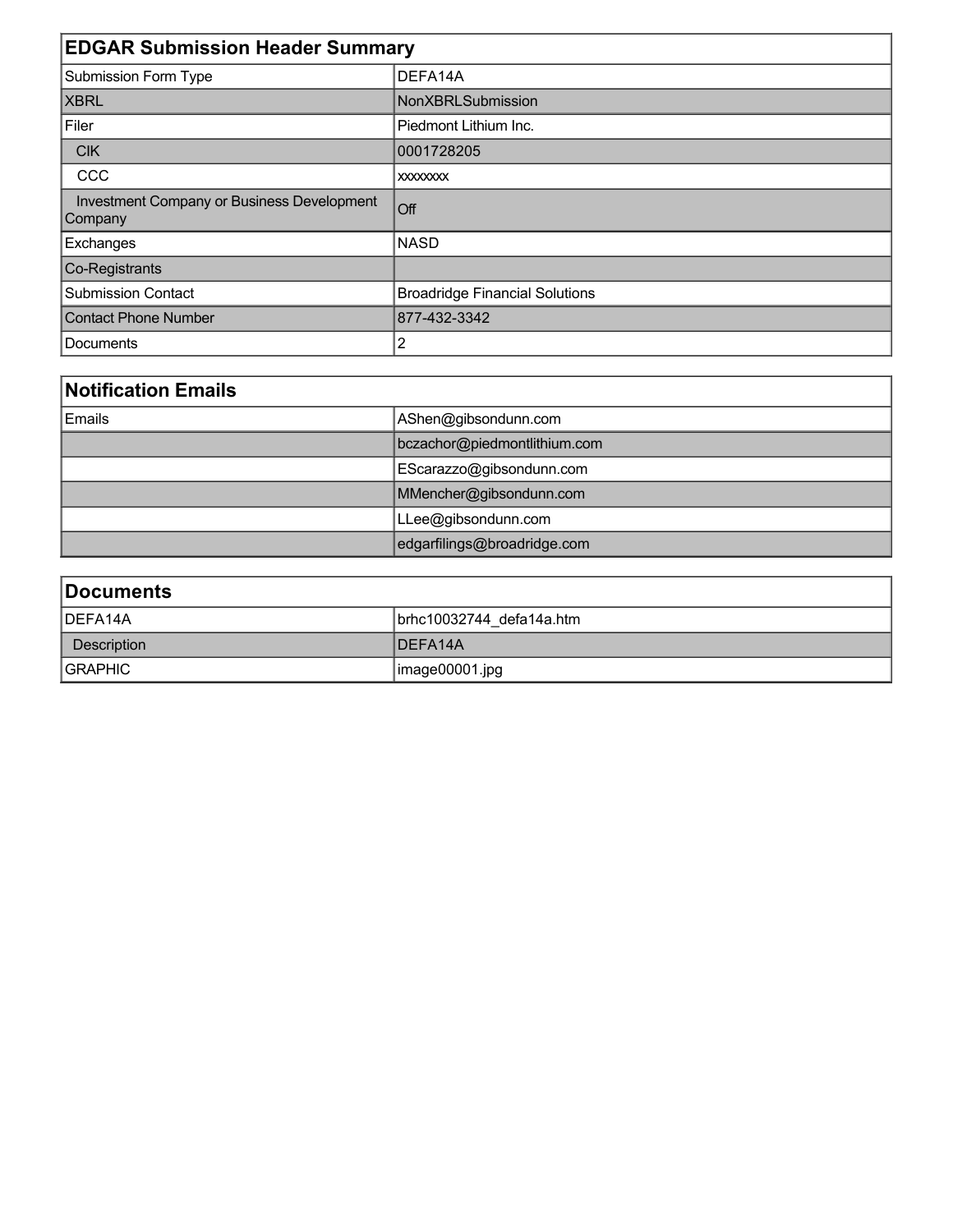| EDGAR Submission Header Summary | |
| --- | --- |
| Submission Form Type | DEFA14A |
| XBRL | NonXBRLSubmission |
| Filer | Piedmont Lithium Inc. |
| CIK | 0001728205 |
| CCC | xxxxxxxx |
| Investment Company or Business Development Company | Off |
| Exchanges | NASD |
| Co-Registrants | |
| Submission Contact | Broadridge Financial Solutions |
| Contact Phone Number | 877-432-3342 |
| Documents | 2 |

| Notification Emails | |
| --- | --- |
| Emails | AShen@gibsondunn.com |
| | bczachor@piedmontlithium.com |
| | EScarazzo@gibsondunn.com |
| | MMencher@gibsondunn.com |
| | LLee@gibsondunn.com |
| | edgarfilings@broadridge.com |

| Documents | |
| --- | --- |
| DEFA14A | brhc10032744_defa14a.htm |
| Description | DEFA14A |
| GRAPHIC | image00001.jpg |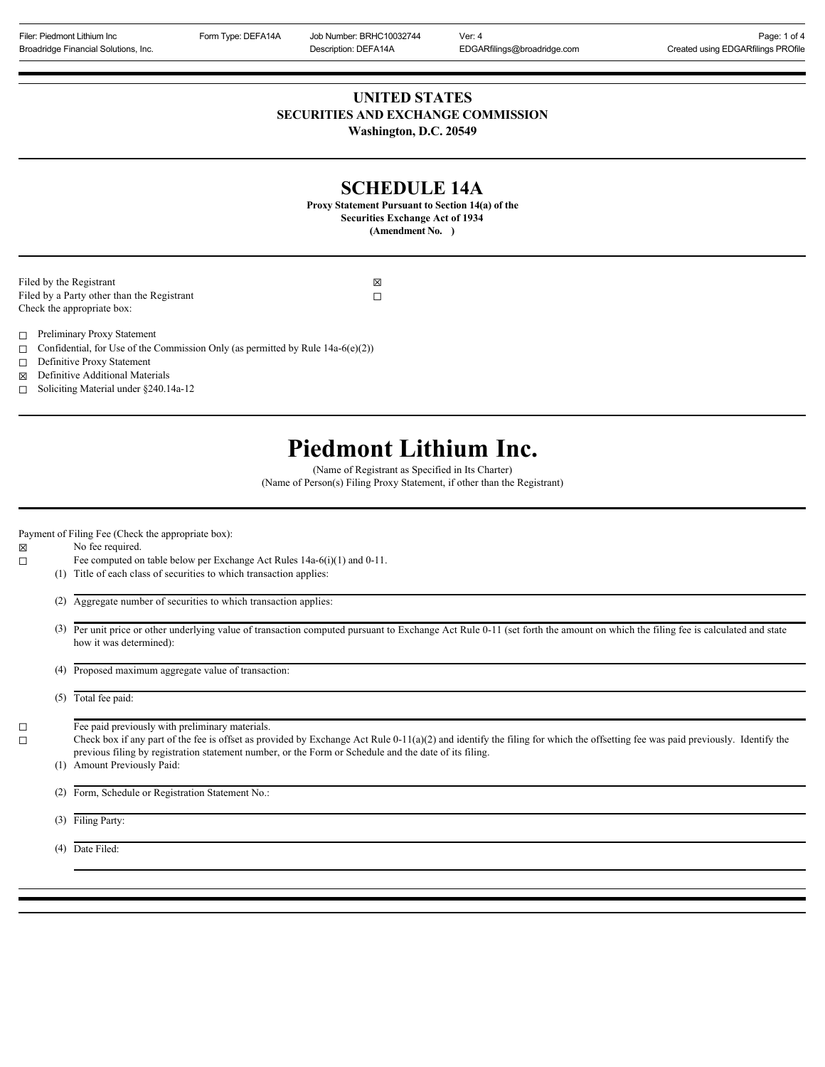# UNITED STATES
## SECURITIES AND EXCHANGE COMMISSION
**Washington, D.C. 20549**

# SCHEDULE 14A

**Proxy Statement Pursuant to Section 14(a) of the Securities Exchange Act of 1934**
**(Amendment No. )**

Filed by the Registrant ☒
Filed by a Party other than the Registrant ☐
Check the appropriate box:

☐ Preliminary Proxy Statement
☐ Confidential, for Use of the Commission Only (as permitted by Rule 14a-6(e)(2))
☐ Definitive Proxy Statement
☒ Definitive Additional Materials
☐ Soliciting Material under §240.14a-12

# Piedmont Lithium Inc.

(Name of Registrant as Specified in Its Charter)
(Name of Person(s) Filing Proxy Statement, if other than the Registrant)

Payment of Filing Fee (Check the appropriate box):

☒ No fee required.
☐ Fee computed on table below per Exchange Act Rules 14a-6(i)(1) and 0-11.
(1) Title of each class of securities to which transaction applies:
(2) Aggregate number of securities to which transaction applies:
(3) Per unit price or other underlying value of transaction computed pursuant to Exchange Act Rule 0-11 (set forth the amount on which the filing fee is calculated and state how it was determined):
(4) Proposed maximum aggregate value of transaction:
(5) Total fee paid:

☐ Fee paid previously with preliminary materials.
☐ Check box if any part of the fee is offset as provided by Exchange Act Rule 0-11(a)(2) and identify the filing for which the offsetting fee was paid previously. Identify the previous filing by registration statement number, or the Form or Schedule and the date of its filing.
(1) Amount Previously Paid:
(2) Form, Schedule or Registration Statement No.:
(3) Filing Party:
(4) Date Filed: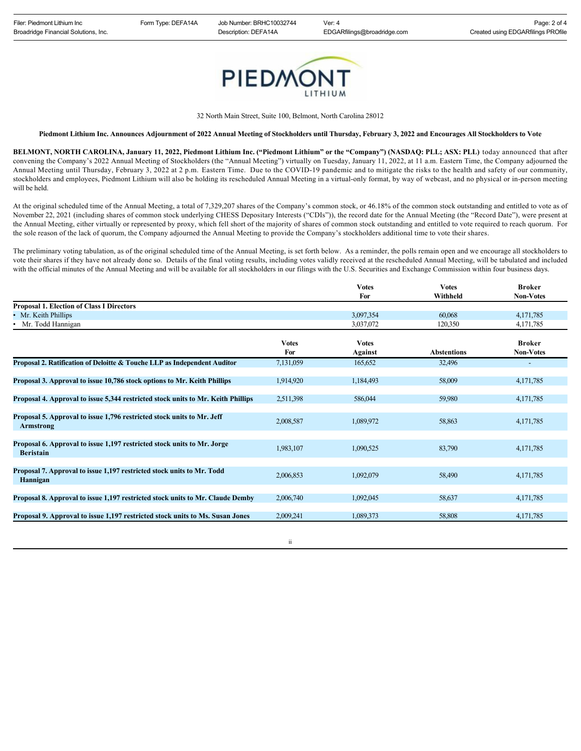32 North Main Street, Suite 100, Belmont, North Carolina 28012

**Piedmont Lithium Inc. Announces Adjournment of 2022 Annual Meeting of Stockholders until Thursday, February 3, 2022 and Encourages All Stockholders to Vote**

**BELMONT, NORTH CAROLINA, January 11, 2022, Piedmont Lithium Inc. ("Piedmont Lithium" or the "Company") (NASDAQ: PLL; ASX: PLL)** today announced that after convening the Company's 2022 Annual Meeting of Stockholders (the "Annual Meeting") virtually on Tuesday, January 11, 2022, at 11 a.m. Eastern Time, the Company adjourned the Annual Meeting until Thursday, February 3, 2022 at 2 p.m. Eastern Time. Due to the COVID-19 pandemic and to mitigate the risks to the health and safety of our community, stockholders and employees, Piedmont Lithium will also be holding its rescheduled Annual Meeting in a virtual-only format, by way of webcast, and no physical or in-person meeting will be held.

At the original scheduled time of the Annual Meeting, a total of 7,329,207 shares of the Company's common stock, or 46.18% of the common stock outstanding and entitled to vote as of November 22, 2021 (including shares of common stock underlying CHESS Depositary Interests ("CDIs")), the record date for the Annual Meeting (the "Record Date"), were present at the Annual Meeting, either virtually or represented by proxy, which fell short of the majority of shares of common stock outstanding and entitled to vote required to reach quorum. For the sole reason of the lack of quorum, the Company adjourned the Annual Meeting to provide the Company's stockholders additional time to vote their shares.

The preliminary voting tabulation, as of the original scheduled time of the Annual Meeting, is set forth below. As a reminder, the polls remain open and we encourage all stockholders to vote their shares if they have not already done so. Details of the final voting results, including votes validly received at the rescheduled Annual Meeting, will be tabulated and included with the official minutes of the Annual Meeting and will be available for all stockholders in our filings with the U.S. Securities and Exchange Commission within four business days.

| | Votes For | Votes Withheld | Broker Non-Votes |
|---|---|---|---|
| **Proposal 1. Election of Class I Directors** | | | |
| • Mr. Keith Phillips | 3,097,354 | 60,068 | 4,171,785 |
| • Mr. Todd Hannigan | 3,037,072 | 120,350 | 4,171,785 |

| | Votes For | Votes Against | Abstentions | Broker Non-Votes |
|---|---|---|---|---|
| **Proposal 2. Ratification of Deloitte & Touche LLP as Independent Auditor** | 7,131,059 | 165,652 | 32,496 | - |
| **Proposal 3. Approval to issue 10,786 stock options to Mr. Keith Phillips** | 1,914,920 | 1,184,493 | 58,009 | 4,171,785 |
| **Proposal 4. Approval to issue 5,344 restricted stock units to Mr. Keith Phillips** | 2,511,398 | 586,044 | 59,980 | 4,171,785 |
| **Proposal 5. Approval to issue 1,796 restricted stock units to Mr. Jeff Armstrong** | 2,008,587 | 1,089,972 | 58,863 | 4,171,785 |
| **Proposal 6. Approval to issue 1,197 restricted stock units to Mr. Jorge Beristain** | 1,983,107 | 1,090,525 | 83,790 | 4,171,785 |
| **Proposal 7. Approval to issue 1,197 restricted stock units to Mr. Todd Hannigan** | 2,006,853 | 1,092,079 | 58,490 | 4,171,785 |
| **Proposal 8. Approval to issue 1,197 restricted stock units to Mr. Claude Demby** | 2,006,740 | 1,092,045 | 58,637 | 4,171,785 |
| **Proposal 9. Approval to issue 1,197 restricted stock units to Ms. Susan Jones** | 2,009,241 | 1,089,373 | 58,808 | 4,171,785 |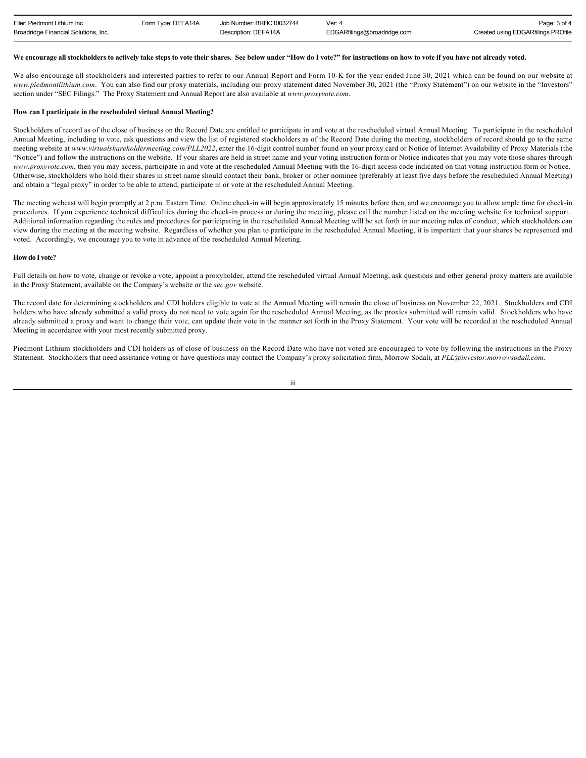**We encourage all stockholders to actively take steps to vote their shares. See below under "How do I vote?" for instructions on how to vote if you have not already voted.**

We also encourage all stockholders and interested parties to refer to our Annual Report and Form 10-K for the year ended June 30, 2021 which can be found on our website at *www.piedmontlithium.com*. You can also find our proxy materials, including our proxy statement dated November 30, 2021 (the "Proxy Statement") on our website in the "Investors" section under "SEC Filings." The Proxy Statement and Annual Report are also available at *www.proxyvote.com*.

**How can I participate in the rescheduled virtual Annual Meeting?**

Stockholders of record as of the close of business on the Record Date are entitled to participate in and vote at the rescheduled virtual Annual Meeting. To participate in the rescheduled Annual Meeting, including to vote, ask questions and view the list of registered stockholders as of the Record Date during the meeting, stockholders of record should go to the same meeting website at *www.virtualshareholdermeeting.com/PLL2022*, enter the 16-digit control number found on your proxy card or Notice of Internet Availability of Proxy Materials (the "Notice") and follow the instructions on the website. If your shares are held in street name and your voting instruction form or Notice indicates that you may vote those shares through *www.proxyvote.com*, then you may access, participate in and vote at the rescheduled Annual Meeting with the 16-digit access code indicated on that voting instruction form or Notice. Otherwise, stockholders who hold their shares in street name should contact their bank, broker or other nominee (preferably at least five days before the rescheduled Annual Meeting) and obtain a "legal proxy" in order to be able to attend, participate in or vote at the rescheduled Annual Meeting.

The meeting webcast will begin promptly at 2 p.m. Eastern Time. Online check-in will begin approximately 15 minutes before then, and we encourage you to allow ample time for check-in procedures. If you experience technical difficulties during the check-in process or during the meeting, please call the number listed on the meeting website for technical support. Additional information regarding the rules and procedures for participating in the rescheduled Annual Meeting will be set forth in our meeting rules of conduct, which stockholders can view during the meeting at the meeting website. Regardless of whether you plan to participate in the rescheduled Annual Meeting, it is important that your shares be represented and voted. Accordingly, we encourage you to vote in advance of the rescheduled Annual Meeting.

**How do I vote?**

Full details on how to vote, change or revoke a vote, appoint a proxyholder, attend the rescheduled virtual Annual Meeting, ask questions and other general proxy matters are available in the Proxy Statement, available on the Company's website or the *sec.gov* website.

The record date for determining stockholders and CDI holders eligible to vote at the Annual Meeting will remain the close of business on November 22, 2021. Stockholders and CDI holders who have already submitted a valid proxy do not need to vote again for the rescheduled Annual Meeting, as the proxies submitted will remain valid. Stockholders who have already submitted a proxy and want to change their vote, can update their vote in the manner set forth in the Proxy Statement. Your vote will be recorded at the rescheduled Annual Meeting in accordance with your most recently submitted proxy.

Piedmont Lithium stockholders and CDI holders as of close of business on the Record Date who have not voted are encouraged to vote by following the instructions in the Proxy Statement. Stockholders that need assistance voting or have questions may contact the Company's proxy solicitation firm, Morrow Sodali, at *PLL@investor.morrowsodali.com*.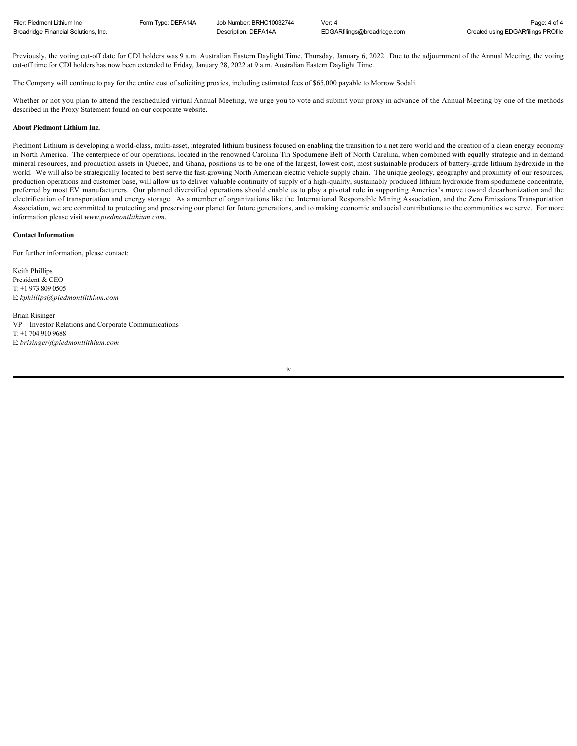Previously, the voting cut-off date for CDI holders was 9 a.m. Australian Eastern Daylight Time, Thursday, January 6, 2022. Due to the adjournment of the Annual Meeting, the voting cut-off time for CDI holders has now been extended to Friday, January 28, 2022 at 9 a.m. Australian Eastern Daylight Time.

The Company will continue to pay for the entire cost of soliciting proxies, including estimated fees of $65,000 payable to Morrow Sodali.

Whether or not you plan to attend the rescheduled virtual Annual Meeting, we urge you to vote and submit your proxy in advance of the Annual Meeting by one of the methods described in the Proxy Statement found on our corporate website.

**About Piedmont Lithium Inc.**

Piedmont Lithium is developing a world-class, multi-asset, integrated lithium business focused on enabling the transition to a net zero world and the creation of a clean energy economy in North America. The centerpiece of our operations, located in the renowned Carolina Tin Spodumene Belt of North Carolina, when combined with equally strategic and in demand mineral resources, and production assets in Quebec, and Ghana, positions us to be one of the largest, lowest cost, most sustainable producers of battery-grade lithium hydroxide in the world. We will also be strategically located to best serve the fast-growing North American electric vehicle supply chain. The unique geology, geography and proximity of our resources, production operations and customer base, will allow us to deliver valuable continuity of supply of a high-quality, sustainably produced lithium hydroxide from spodumene concentrate, preferred by most EV manufacturers. Our planned diversified operations should enable us to play a pivotal role in supporting America's move toward decarbonization and the electrification of transportation and energy storage. As a member of organizations like the International Responsible Mining Association, and the Zero Emissions Transportation Association, we are committed to protecting and preserving our planet for future generations, and to making economic and social contributions to the communities we serve. For more information please visit *www.piedmontlithium.com*.

**Contact Information**

For further information, please contact:

Keith Phillips
President & CEO
T: +1 973 809 0505
E: *kphillips@piedmontlithium.com*

Brian Risinger
VP – Investor Relations and Corporate Communications
T: +1 704 910 9688
E: *brisinger@piedmontlithium.com*